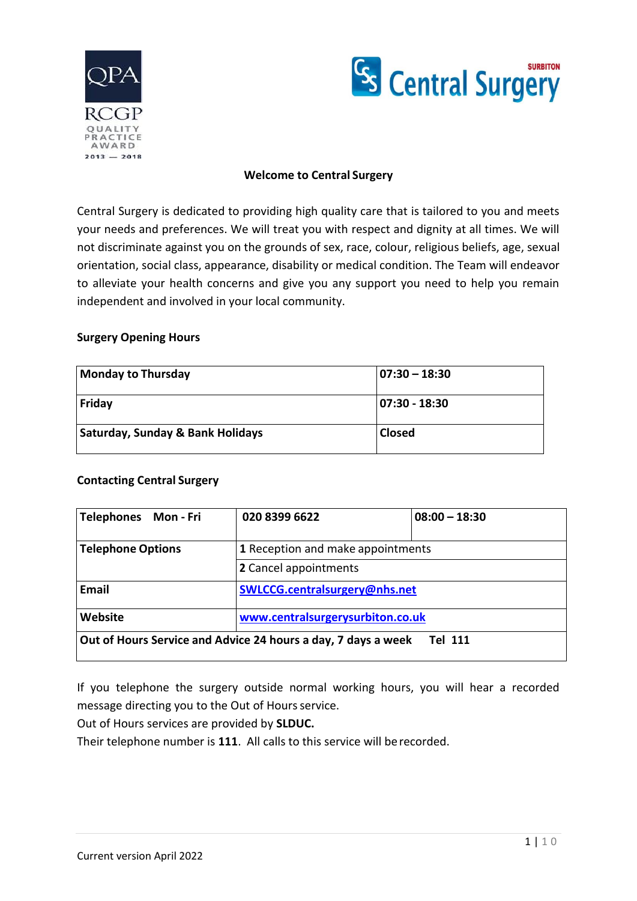QPA

RCGP QUALITY PRACTICE AWARD 2013 — 2018

SURBITON Central Surgery

# Welcome to Central Surgery

Central Surgery is dedicated to providing high quality care that is tailored to you and meets your needs and preferences. We will treat you with respect and dignity at all times. We will not discriminate against you on the grounds of sex, race, colour, religious beliefs, age, sexual orientation, social class, appearance, disability or medical condition. The Team will endeavor to alleviate your health concerns and give you any support you need to help you remain independent and involved in your local community.

## Surgery Opening Hours

| **Monday to Thursday** | **07:30 – 18:30** |
|---|---|
| **Friday** | **07:30 - 18:30** |
| **Saturday, Sunday & Bank Holidays** | **Closed** |

## Contacting Central Surgery

| **Telephones Mon - Fri** | **020 8399 6622** | **08:00 – 18:30** |
|---|---|---|
| **Telephone Options** | **1** Reception and make appointments | |
| | **2** Cancel appointments | |
| **Email** | **SWLCCG.centralsurgery@nhs.net** | |
| **Website** | **www.centralsurgerysurbiton.co.uk** | |
| **Out of Hours Service and Advice 24 hours a day, 7 days a week Tel 111** | | |

If you telephone the surgery outside normal working hours, you will hear a recorded message directing you to the Out of Hours service.
Out of Hours services are provided by **SLDUC.**
Their telephone number is **111**. All calls to this service will be recorded.

Current version April 2022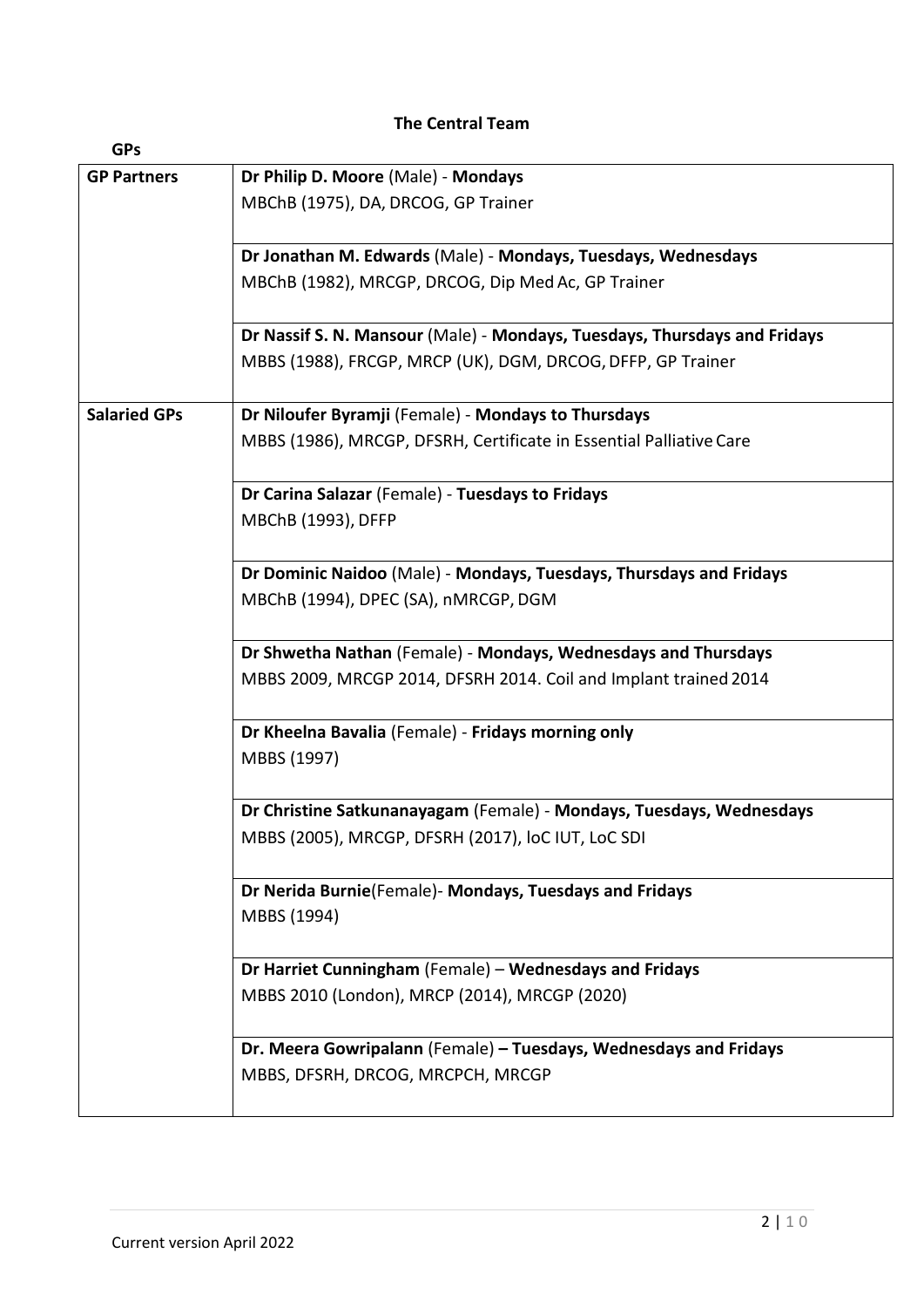## The Central Team

### GPs

| | |
|---|---|
| **GP Partners** | **Dr Philip D. Moore** (Male) - **Mondays**<br>MBChB (1975), DA, DRCOG, GP Trainer |
| | **Dr Jonathan M. Edwards** (Male) - **Mondays, Tuesdays, Wednesdays**<br>MBChB (1982), MRCGP, DRCOG, Dip Med Ac, GP Trainer |
| | **Dr Nassif S. N. Mansour** (Male) - **Mondays, Tuesdays, Thursdays and Fridays**<br>MBBS (1988), FRCGP, MRCP (UK), DGM, DRCOG, DFFP, GP Trainer |
| **Salaried GPs** | **Dr Niloufer Byramji** (Female) - **Mondays to Thursdays**<br>MBBS (1986), MRCGP, DFSRH, Certificate in Essential Palliative Care |
| | **Dr Carina Salazar** (Female) - **Tuesdays to Fridays**<br>MBChB (1993), DFFP |
| | **Dr Dominic Naidoo** (Male) - **Mondays, Tuesdays, Thursdays and Fridays**<br>MBChB (1994), DPEC (SA), nMRCGP, DGM |
| | **Dr Shwetha Nathan** (Female) - **Mondays, Wednesdays and Thursdays**<br>MBBS 2009, MRCGP 2014, DFSRH 2014. Coil and Implant trained 2014 |
| | **Dr Kheelna Bavalia** (Female) - **Fridays morning only**<br>MBBS (1997) |
| | **Dr Christine Satkunanayagam** (Female) - **Mondays, Tuesdays, Wednesdays**<br>MBBS (2005), MRCGP, DFSRH (2017), loC IUT, LoC SDI |
| | **Dr Nerida Burnie**(Female)- **Mondays, Tuesdays and Fridays**<br>MBBS (1994) |
| | **Dr Harriet Cunningham** (Female) – **Wednesdays and Fridays**<br>MBBS 2010 (London), MRCP (2014), MRCGP (2020) |
| | **Dr. Meera Gowripalann** (Female) **– Tuesdays, Wednesdays and Fridays**<br>MBBS, DFSRH, DRCOG, MRCPCH, MRCGP |

Current version April 2022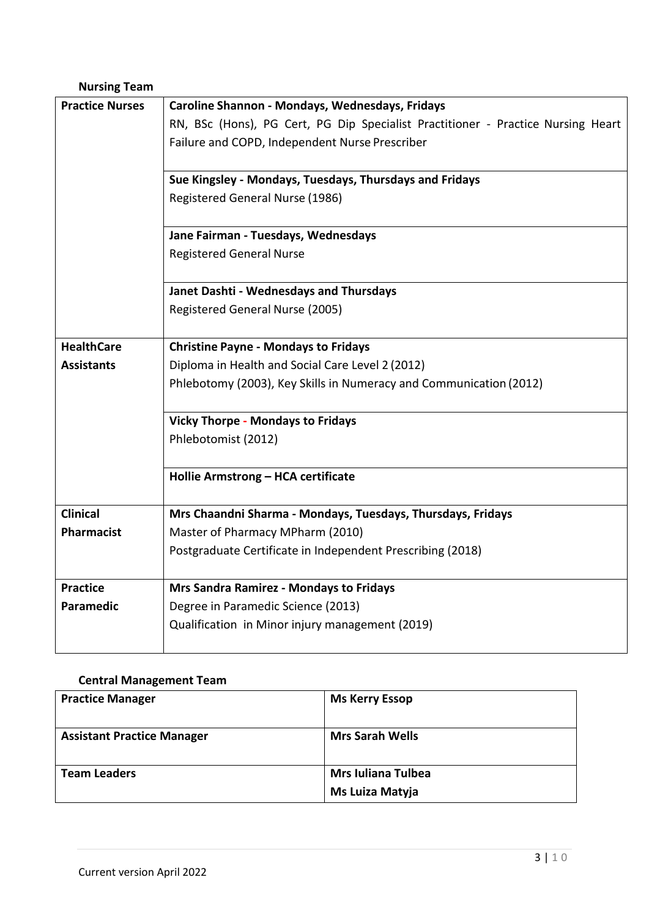**Nursing Team**

| | |
|---|---|
| **Practice Nurses** | **Caroline Shannon - Mondays, Wednesdays, Fridays**<br>RN, BSc (Hons), PG Cert, PG Dip Specialist Practitioner - Practice Nursing Heart Failure and COPD, Independent Nurse Prescriber |
| | **Sue Kingsley - Mondays, Tuesdays, Thursdays and Fridays**<br>Registered General Nurse (1986) |
| | **Jane Fairman - Tuesdays, Wednesdays**<br>Registered General Nurse |
| | **Janet Dashti - Wednesdays and Thursdays**<br>Registered General Nurse (2005) |
| **HealthCare Assistants** | **Christine Payne - Mondays to Fridays**<br>Diploma in Health and Social Care Level 2 (2012)<br>Phlebotomy (2003), Key Skills in Numeracy and Communication (2012) |
| | **Vicky Thorpe - Mondays to Fridays**<br>Phlebotomist (2012) |
| | **Hollie Armstrong – HCA certificate** |
| **Clinical Pharmacist** | **Mrs Chaandni Sharma - Mondays, Tuesdays, Thursdays, Fridays**<br>Master of Pharmacy MPharm (2010)<br>Postgraduate Certificate in Independent Prescribing (2018) |
| **Practice Paramedic** | **Mrs Sandra Ramirez - Mondays to Fridays**<br>Degree in Paramedic Science (2013)<br>Qualification in Minor injury management (2019) |

**Central Management Team**

| | |
|---|---|
| **Practice Manager** | **Ms Kerry Essop** |
| **Assistant Practice Manager** | **Mrs Sarah Wells** |
| **Team Leaders** | **Mrs Iuliana Tulbea**<br>**Ms Luiza Matyja** |

Current version April 2022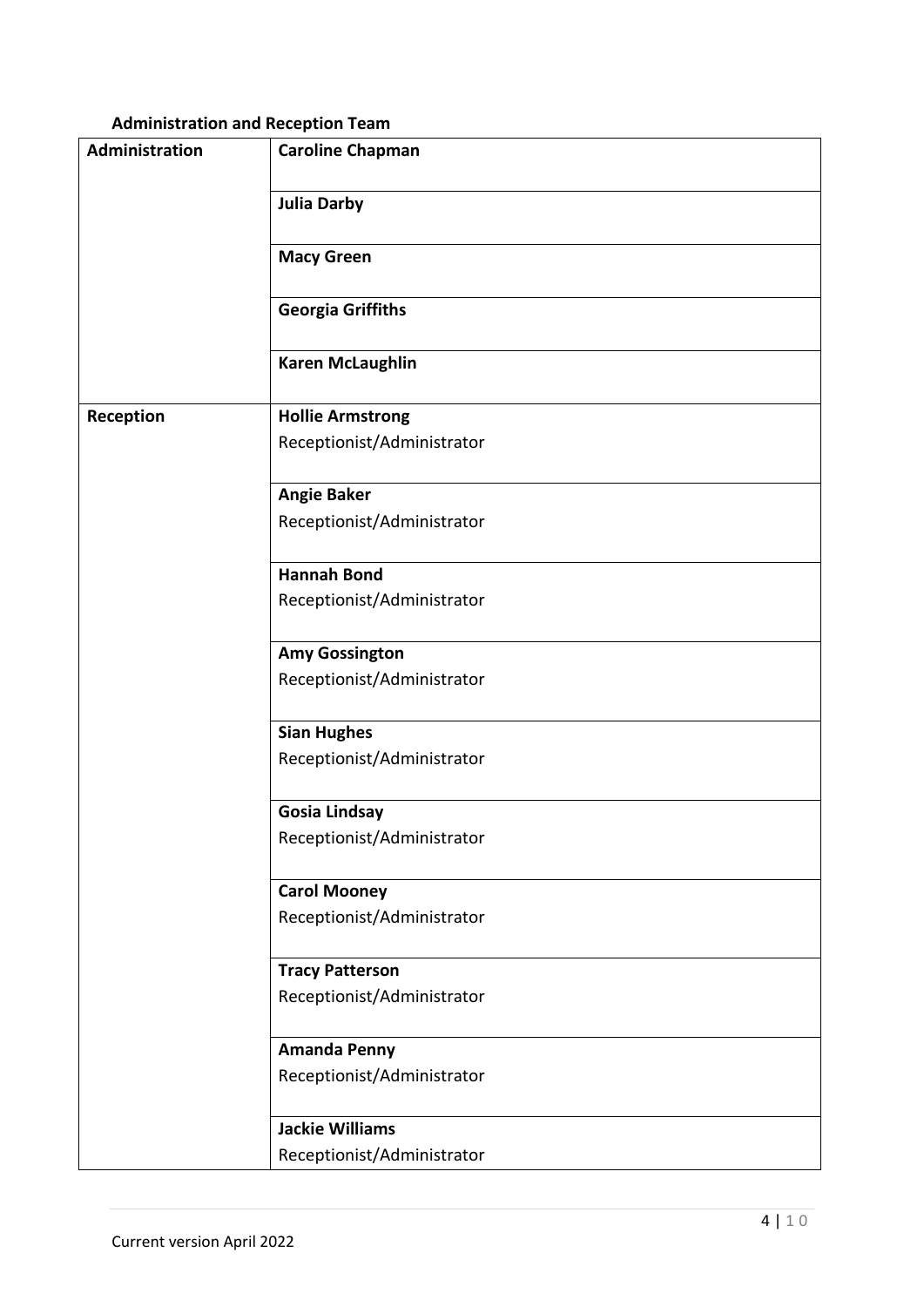**Administration and Reception Team**

| | |
|---|---|
| **Administration** | **Caroline Chapman** |
| | **Julia Darby** |
| | **Macy Green** |
| | **Georgia Griffiths** |
| | **Karen McLaughlin** |
| **Reception** | **Hollie Armstrong**<br>Receptionist/Administrator |
| | **Angie Baker**<br>Receptionist/Administrator |
| | **Hannah Bond**<br>Receptionist/Administrator |
| | **Amy Gossington**<br>Receptionist/Administrator |
| | **Sian Hughes**<br>Receptionist/Administrator |
| | **Gosia Lindsay**<br>Receptionist/Administrator |
| | **Carol Mooney**<br>Receptionist/Administrator |
| | **Tracy Patterson**<br>Receptionist/Administrator |
| | **Amanda Penny**<br>Receptionist/Administrator |
| | **Jackie Williams**<br>Receptionist/Administrator |

Current version April 2022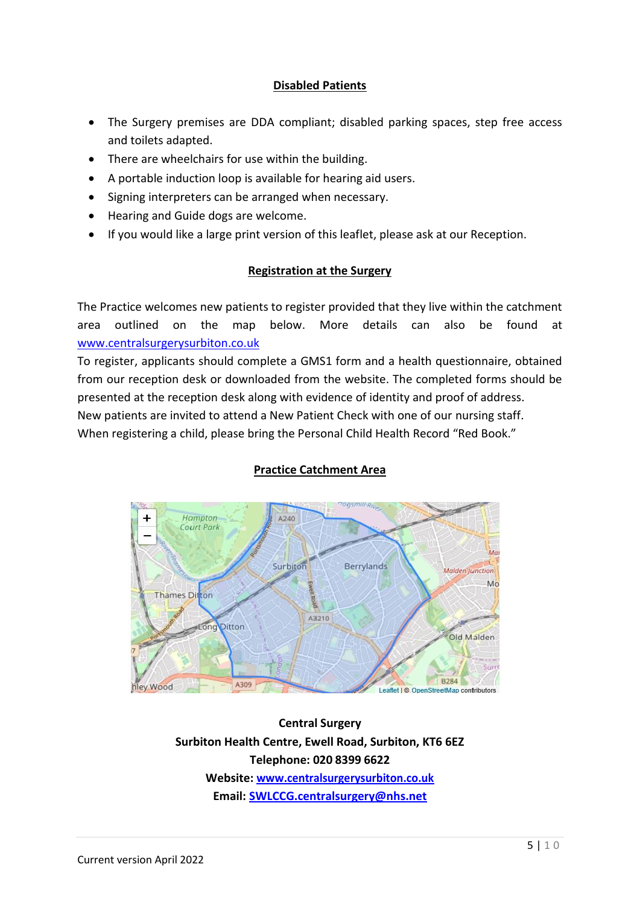## Disabled Patients

- The Surgery premises are DDA compliant; disabled parking spaces, step free access and toilets adapted.
- There are wheelchairs for use within the building.
- A portable induction loop is available for hearing aid users.
- Signing interpreters can be arranged when necessary.
- Hearing and Guide dogs are welcome.
- If you would like a large print version of this leaflet, please ask at our Reception.

## Registration at the Surgery

The Practice welcomes new patients to register provided that they live within the catchment area outlined on the map below. More details can also be found at www.centralsurgerysurbiton.co.uk

To register, applicants should complete a GMS1 form and a health questionnaire, obtained from our reception desk or downloaded from the website. The completed forms should be presented at the reception desk along with evidence of identity and proof of address.

New patients are invited to attend a New Patient Check with one of our nursing staff.

When registering a child, please bring the Personal Child Health Record "Red Book."

## Practice Catchment Area

**Central Surgery**
**Surbiton Health Centre, Ewell Road, Surbiton, KT6 6EZ**
**Telephone: 020 8399 6622**
**Website: www.centralsurgerysurbiton.co.uk**
**Email: SWLCCG.centralsurgery@nhs.net**

Current version April 2022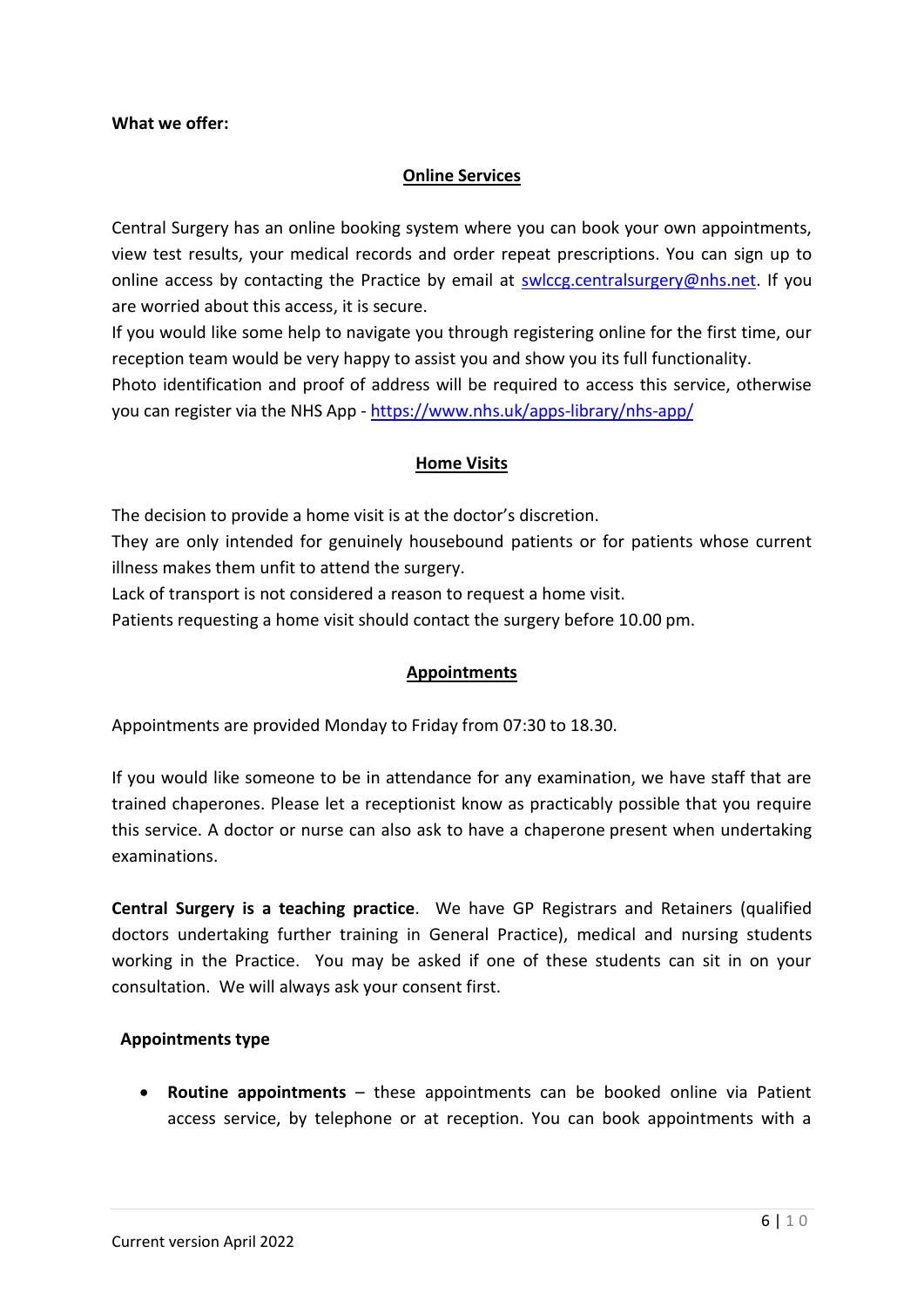**What we offer:**

## Online Services

Central Surgery has an online booking system where you can book your own appointments, view test results, your medical records and order repeat prescriptions. You can sign up to online access by contacting the Practice by email at [swlccg.centralsurgery@nhs.net](mailto:swlccg.centralsurgery@nhs.net). If you are worried about this access, it is secure.

If you would like some help to navigate you through registering online for the first time, our reception team would be very happy to assist you and show you its full functionality.

Photo identification and proof of address will be required to access this service, otherwise you can register via the NHS App - [https://www.nhs.uk/apps-library/nhs-app/](https://www.nhs.uk/apps-library/nhs-app/)

## Home Visits

The decision to provide a home visit is at the doctor's discretion.

They are only intended for genuinely housebound patients or for patients whose current illness makes them unfit to attend the surgery.

Lack of transport is not considered a reason to request a home visit.

Patients requesting a home visit should contact the surgery before 10.00 pm.

## Appointments

Appointments are provided Monday to Friday from 07:30 to 18.30.

If you would like someone to be in attendance for any examination, we have staff that are trained chaperones. Please let a receptionist know as practicably possible that you require this service. A doctor or nurse can also ask to have a chaperone present when undertaking examinations.

**Central Surgery is a teaching practice**. We have GP Registrars and Retainers (qualified doctors undertaking further training in General Practice), medical and nursing students working in the Practice. You may be asked if one of these students can sit in on your consultation. We will always ask your consent first.

### Appointments type

- **Routine appointments** – these appointments can be booked online via Patient access service, by telephone or at reception. You can book appointments with a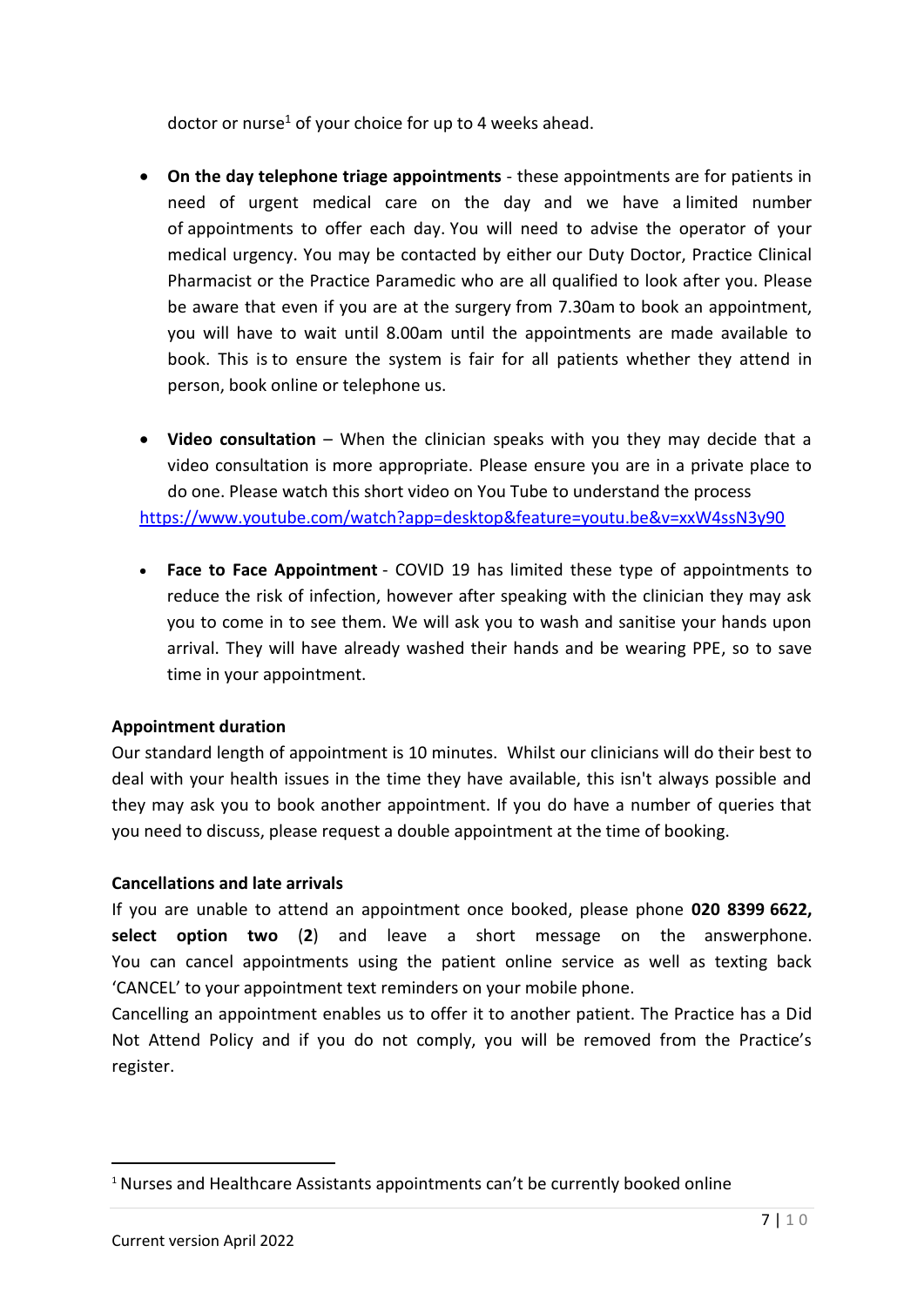doctor or nurse[1] of your choice for up to 4 weeks ahead.

- **On the day telephone triage appointments** - these appointments are for patients in need of urgent medical care on the day and we have a limited number of appointments to offer each day. You will need to advise the operator of your medical urgency. You may be contacted by either our Duty Doctor, Practice Clinical Pharmacist or the Practice Paramedic who are all qualified to look after you. Please be aware that even if you are at the surgery from 7.30am to book an appointment, you will have to wait until 8.00am until the appointments are made available to book. This is to ensure the system is fair for all patients whether they attend in person, book online or telephone us.

- **Video consultation** – When the clinician speaks with you they may decide that a video consultation is more appropriate. Please ensure you are in a private place to do one. Please watch this short video on You Tube to understand the process https://www.youtube.com/watch?app=desktop&feature=youtu.be&v=xxW4ssN3y90

- **Face to Face Appointment** - COVID 19 has limited these type of appointments to reduce the risk of infection, however after speaking with the clinician they may ask you to come in to see them. We will ask you to wash and sanitise your hands upon arrival. They will have already washed their hands and be wearing PPE, so to save time in your appointment.

**Appointment duration**

Our standard length of appointment is 10 minutes. Whilst our clinicians will do their best to deal with your health issues in the time they have available, this isn't always possible and they may ask you to book another appointment. If you do have a number of queries that you need to discuss, please request a double appointment at the time of booking.

**Cancellations and late arrivals**

If you are unable to attend an appointment once booked, please phone **020 8399 6622, select option two** (**2**) and leave a short message on the answerphone. You can cancel appointments using the patient online service as well as texting back 'CANCEL' to your appointment text reminders on your mobile phone.

Cancelling an appointment enables us to offer it to another patient. The Practice has a Did Not Attend Policy and if you do not comply, you will be removed from the Practice's register.

[1] Nurses and Healthcare Assistants appointments can't be currently booked online

Current version April 2022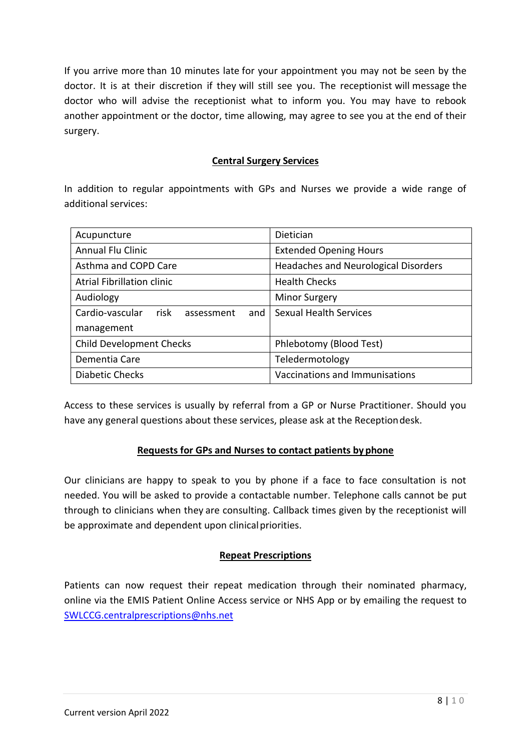If you arrive more than 10 minutes late for your appointment you may not be seen by the doctor. It is at their discretion if they will still see you. The receptionist will message the doctor who will advise the receptionist what to inform you. You may have to rebook another appointment or the doctor, time allowing, may agree to see you at the end of their surgery.

## Central Surgery Services

In addition to regular appointments with GPs and Nurses we provide a wide range of additional services:

| | |
|---|---|
| Acupuncture | Dietician |
| Annual Flu Clinic | Extended Opening Hours |
| Asthma and COPD Care | Headaches and Neurological Disorders |
| Atrial Fibrillation clinic | Health Checks |
| Audiology | Minor Surgery |
| Cardio-vascular risk assessment and management | Sexual Health Services |
| Child Development Checks | Phlebotomy (Blood Test) |
| Dementia Care | Teledermotology |
| Diabetic Checks | Vaccinations and Immunisations |

Access to these services is usually by referral from a GP or Nurse Practitioner. Should you have any general questions about these services, please ask at the Reception desk.

## Requests for GPs and Nurses to contact patients by phone

Our clinicians are happy to speak to you by phone if a face to face consultation is not needed. You will be asked to provide a contactable number. Telephone calls cannot be put through to clinicians when they are consulting. Callback times given by the receptionist will be approximate and dependent upon clinical priorities.

## Repeat Prescriptions

Patients can now request their repeat medication through their nominated pharmacy, online via the EMIS Patient Online Access service or NHS App or by emailing the request to SWLCCG.centralprescriptions@nhs.net

Current version April 2022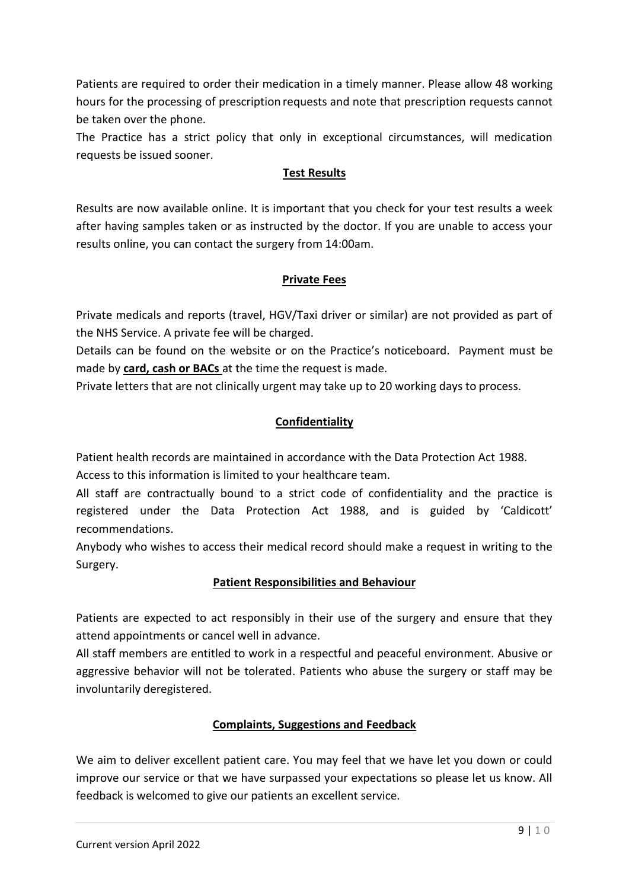Patients are required to order their medication in a timely manner. Please allow 48 working hours for the processing of prescription requests and note that prescription requests cannot be taken over the phone.

The Practice has a strict policy that only in exceptional circumstances, will medication requests be issued sooner.

## Test Results

Results are now available online. It is important that you check for your test results a week after having samples taken or as instructed by the doctor. If you are unable to access your results online, you can contact the surgery from 14:00am.

## Private Fees

Private medicals and reports (travel, HGV/Taxi driver or similar) are not provided as part of the NHS Service. A private fee will be charged.

Details can be found on the website or on the Practice's noticeboard. Payment must be made by **card, cash or BACs** at the time the request is made.

Private letters that are not clinically urgent may take up to 20 working days to process.

## Confidentiality

Patient health records are maintained in accordance with the Data Protection Act 1988.

Access to this information is limited to your healthcare team.

All staff are contractually bound to a strict code of confidentiality and the practice is registered under the Data Protection Act 1988, and is guided by 'Caldicott' recommendations.

Anybody who wishes to access their medical record should make a request in writing to the Surgery.

## Patient Responsibilities and Behaviour

Patients are expected to act responsibly in their use of the surgery and ensure that they attend appointments or cancel well in advance.

All staff members are entitled to work in a respectful and peaceful environment. Abusive or aggressive behavior will not be tolerated. Patients who abuse the surgery or staff may be involuntarily deregistered.

## Complaints, Suggestions and Feedback

We aim to deliver excellent patient care. You may feel that we have let you down or could improve our service or that we have surpassed your expectations so please let us know. All feedback is welcomed to give our patients an excellent service.

Current version April 2022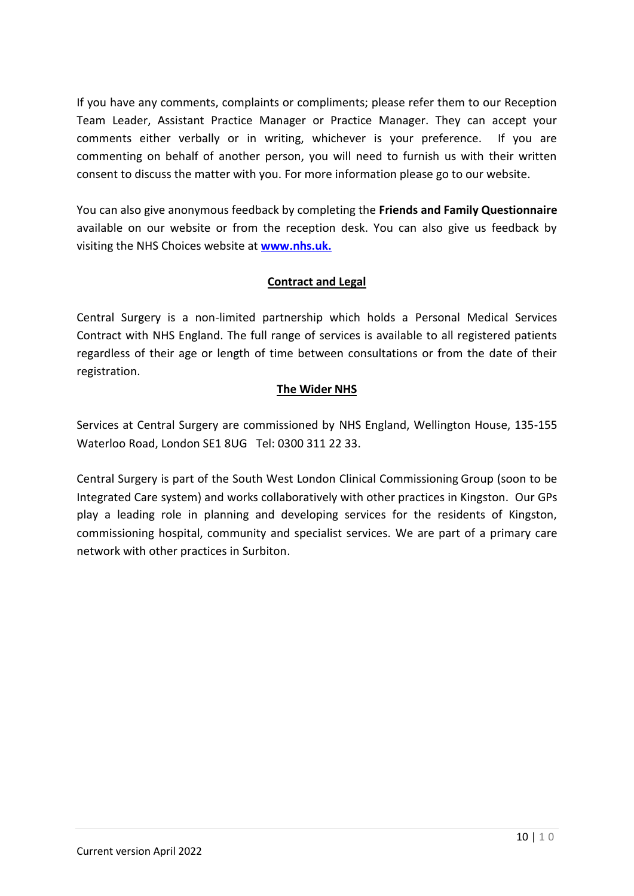If you have any comments, complaints or compliments; please refer them to our Reception Team Leader, Assistant Practice Manager or Practice Manager. They can accept your comments either verbally or in writing, whichever is your preference. If you are commenting on behalf of another person, you will need to furnish us with their written consent to discuss the matter with you. For more information please go to our website.

You can also give anonymous feedback by completing the **Friends and Family Questionnaire** available on our website or from the reception desk. You can also give us feedback by visiting the NHS Choices website at **www.nhs.uk.**

## Contract and Legal

Central Surgery is a non-limited partnership which holds a Personal Medical Services Contract with NHS England. The full range of services is available to all registered patients regardless of their age or length of time between consultations or from the date of their registration.

## The Wider NHS

Services at Central Surgery are commissioned by NHS England, Wellington House, 135-155 Waterloo Road, London SE1 8UG Tel: 0300 311 22 33.

Central Surgery is part of the South West London Clinical Commissioning Group (soon to be Integrated Care system) and works collaboratively with other practices in Kingston. Our GPs play a leading role in planning and developing services for the residents of Kingston, commissioning hospital, community and specialist services. We are part of a primary care network with other practices in Surbiton.